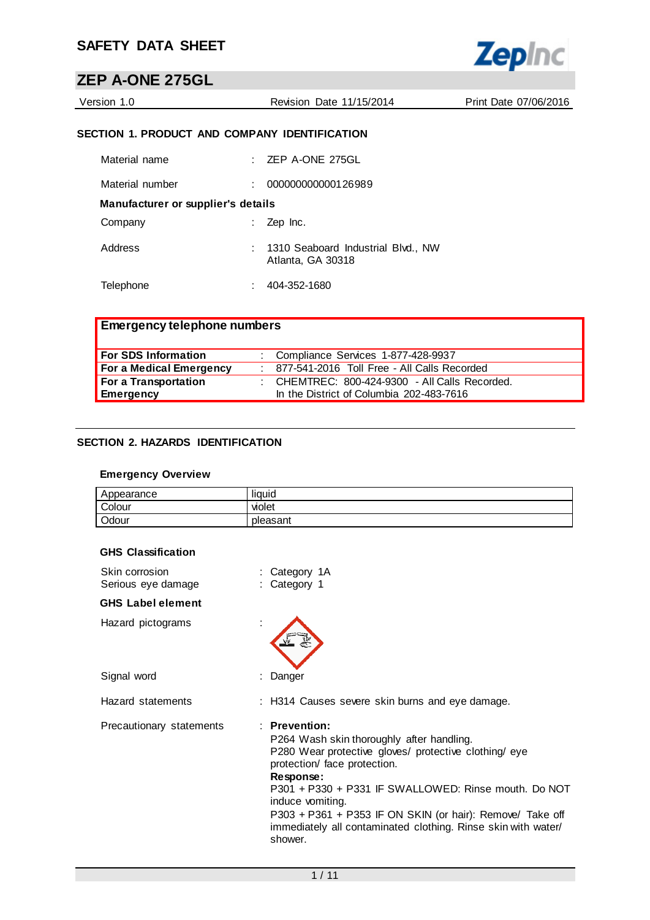# SAFETY DATA SHEET

## ZEP A-ONE 275GL

Version 1.0 | Revision Date 11/15/2014 | Print Date 07/06/2016

### SECTION 1. PRODUCT AND COMPANY IDENTIFICATION

Material name : ZEP A-ONE 275GL

Material number : 000000000000126989

**Manufacturer or supplier's details**

Company : Zep Inc.

Address : 1310 Seaboard Industrial Blvd., NW
Atlanta, GA 30318

Telephone : 404-352-1680

| **Emergency telephone numbers** | |
|---|---|
| **For SDS Information** | : Compliance Services 1-877-428-9937 |
| **For a Medical Emergency** | : 877-541-2016 Toll Free - All Calls Recorded |
| **For a Transportation Emergency** | : CHEMTREC: 800-424-9300 - All Calls Recorded. In the District of Columbia 202-483-7616 |

### SECTION 2. HAZARDS IDENTIFICATION

**Emergency Overview**

| Appearance | liquid |
|---|---|
| Colour | violet |
| Odour | pleasant |

**GHS Classification**

Skin corrosion : Category 1A
Serious eye damage : Category 1

**GHS Label element**

Hazard pictograms :

Signal word : Danger

Hazard statements : H314 Causes severe skin burns and eye damage.

Precautionary statements : **Prevention:**
P264 Wash skin thoroughly after handling.
P280 Wear protective gloves/ protective clothing/ eye protection/ face protection.
**Response:**
P301 + P330 + P331 IF SWALLOWED: Rinse mouth. Do NOT induce vomiting.
P303 + P361 + P353 IF ON SKIN (or hair): Remove/ Take off immediately all contaminated clothing. Rinse skin with water/ shower.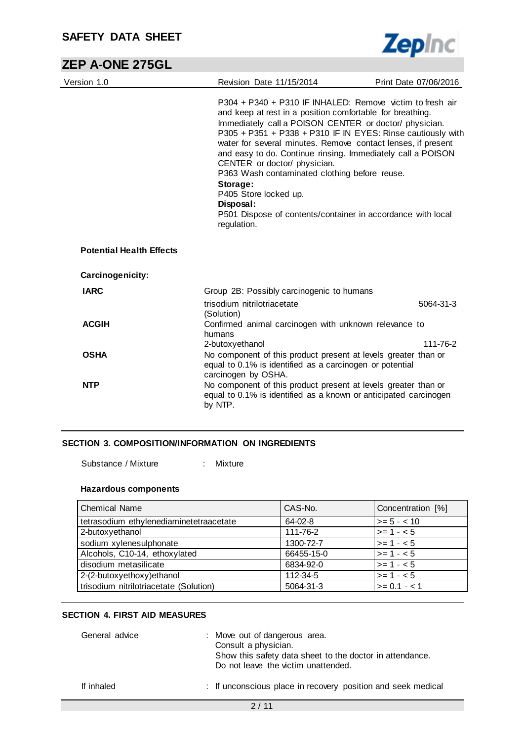P304 + P340 + P310 IF INHALED: Remove victim to fresh air and keep at rest in a position comfortable for breathing. Immediately call a POISON CENTER or doctor/ physician.
P305 + P351 + P338 + P310 IF IN EYES: Rinse cautiously with water for several minutes. Remove contact lenses, if present and easy to do. Continue rinsing. Immediately call a POISON CENTER or doctor/ physician.
P363 Wash contaminated clothing before reuse.

**Storage:**

P405 Store locked up.

**Disposal:**

P501 Dispose of contents/container in accordance with local regulation.

**Potential Health Effects**

**Carcinogenicity:**

| | | |
|---|---|---|
| **IARC** | Group 2B: Possibly carcinogenic to humans | |
| | trisodium nitrilotriacetate (Solution) | 5064-31-3 |
| **ACGIH** | Confirmed animal carcinogen with unknown relevance to humans | |
| | 2-butoxyethanol | 111-76-2 |
| **OSHA** | No component of this product present at levels greater than or equal to 0.1% is identified as a carcinogen or potential carcinogen by OSHA. | |
| **NTP** | No component of this product present at levels greater than or equal to 0.1% is identified as a known or anticipated carcinogen by NTP. | |

## SECTION 3. COMPOSITION/INFORMATION ON INGREDIENTS

Substance / Mixture : Mixture

**Hazardous components**

| Chemical Name | CAS-No. | Concentration [%] |
|---|---|---|
| tetrasodium ethylenediaminetetraacetate | 64-02-8 | >= 5 - < 10 |
| 2-butoxyethanol | 111-76-2 | >= 1 - < 5 |
| sodium xylenesulphonate | 1300-72-7 | >= 1 - < 5 |
| Alcohols, C10-14, ethoxylated | 66455-15-0 | >= 1 - < 5 |
| disodium metasilicate | 6834-92-0 | >= 1 - < 5 |
| 2-(2-butoxyethoxy)ethanol | 112-34-5 | >= 1 - < 5 |
| trisodium nitrilotriacetate (Solution) | 5064-31-3 | >= 0.1 - < 1 |

## SECTION 4. FIRST AID MEASURES

General advice : Move out of dangerous area.
Consult a physician.
Show this safety data sheet to the doctor in attendance.
Do not leave the victim unattended.

If inhaled : If unconscious place in recovery position and seek medical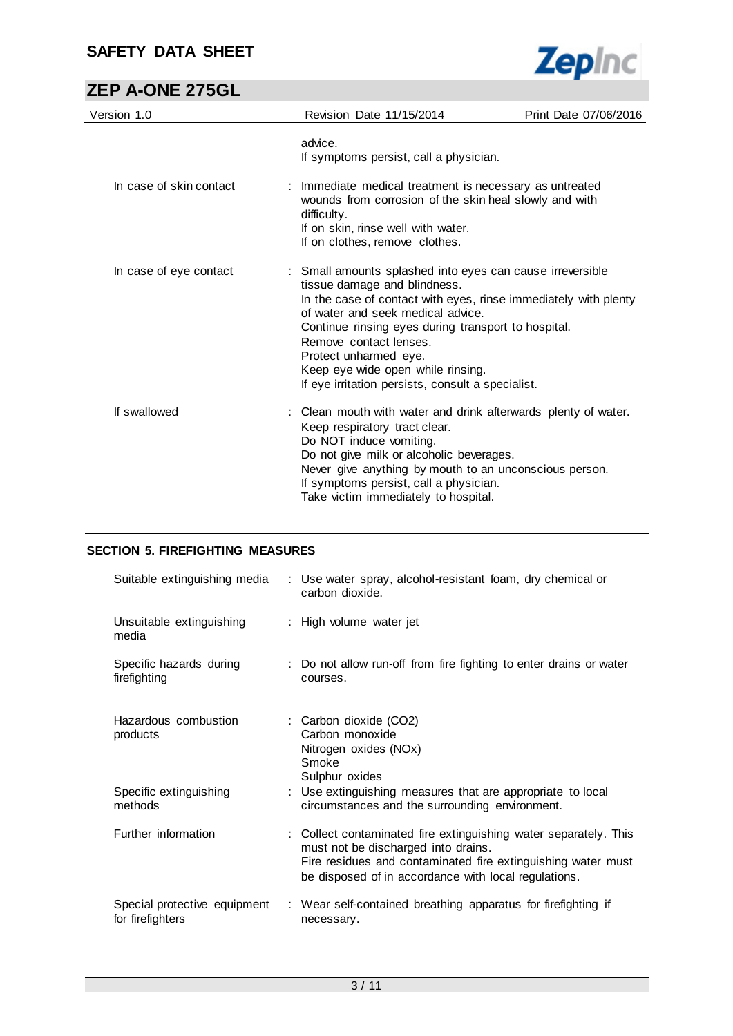advice.
If symptoms persist, call a physician.

| | |
|---|---|
| In case of skin contact | : Immediate medical treatment is necessary as untreated wounds from corrosion of the skin heal slowly and with difficulty.<br>If on skin, rinse well with water.<br>If on clothes, remove clothes. |
| In case of eye contact | : Small amounts splashed into eyes can cause irreversible tissue damage and blindness.<br>In the case of contact with eyes, rinse immediately with plenty of water and seek medical advice.<br>Continue rinsing eyes during transport to hospital.<br>Remove contact lenses.<br>Protect unharmed eye.<br>Keep eye wide open while rinsing.<br>If eye irritation persists, consult a specialist. |
| If swallowed | : Clean mouth with water and drink afterwards plenty of water.<br>Keep respiratory tract clear.<br>Do NOT induce vomiting.<br>Do not give milk or alcoholic beverages.<br>Never give anything by mouth to an unconscious person.<br>If symptoms persist, call a physician.<br>Take victim immediately to hospital. |

## SECTION 5. FIREFIGHTING MEASURES

| | |
|---|---|
| Suitable extinguishing media | : Use water spray, alcohol-resistant foam, dry chemical or carbon dioxide. |
| Unsuitable extinguishing media | : High volume water jet |
| Specific hazards during firefighting | : Do not allow run-off from fire fighting to enter drains or water courses. |
| Hazardous combustion products | : Carbon dioxide ($CO_2$)<br>Carbon monoxide<br>Nitrogen oxides ($NO_x$)<br>Smoke<br>Sulphur oxides |
| Specific extinguishing methods | : Use extinguishing measures that are appropriate to local circumstances and the surrounding environment. |
| Further information | : Collect contaminated fire extinguishing water separately. This must not be discharged into drains.<br>Fire residues and contaminated fire extinguishing water must be disposed of in accordance with local regulations. |
| Special protective equipment for firefighters | : Wear self-contained breathing apparatus for firefighting if necessary. |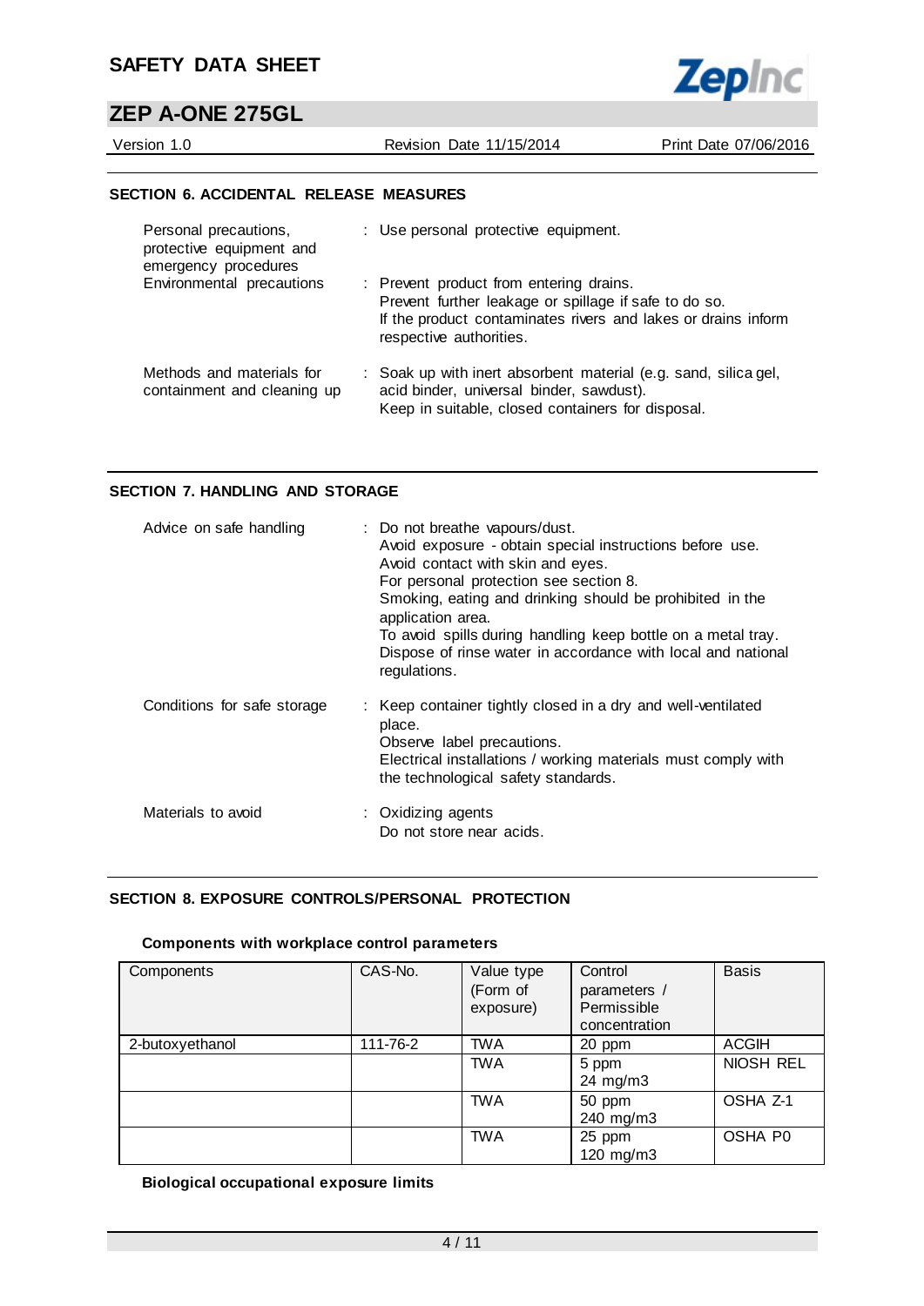## SECTION 6. ACCIDENTAL RELEASE MEASURES

| | |
|---|---|
| Personal precautions, protective equipment and emergency procedures | : Use personal protective equipment. |
| Environmental precautions | : Prevent product from entering drains.<br>Prevent further leakage or spillage if safe to do so.<br>If the product contaminates rivers and lakes or drains inform respective authorities. |
| Methods and materials for containment and cleaning up | : Soak up with inert absorbent material (e.g. sand, silica gel, acid binder, universal binder, sawdust).<br>Keep in suitable, closed containers for disposal. |

## SECTION 7. HANDLING AND STORAGE

| | |
|---|---|
| Advice on safe handling | : Do not breathe vapours/dust.<br>Avoid exposure - obtain special instructions before use.<br>Avoid contact with skin and eyes.<br>For personal protection see section 8.<br>Smoking, eating and drinking should be prohibited in the application area.<br>To avoid spills during handling keep bottle on a metal tray.<br>Dispose of rinse water in accordance with local and national regulations. |
| Conditions for safe storage | : Keep container tightly closed in a dry and well-ventilated place.<br>Observe label precautions.<br>Electrical installations / working materials must comply with the technological safety standards. |
| Materials to avoid | : Oxidizing agents<br>Do not store near acids. |

## SECTION 8. EXPOSURE CONTROLS/PERSONAL PROTECTION

### Components with workplace control parameters

| Components | CAS-No. | Value type (Form of exposure) | Control parameters / Permissible concentration | Basis |
|---|---|---|---|---|
| 2-butoxyethanol | 111-76-2 | TWA | 20 ppm | ACGIH |
| | | TWA | 5 ppm<br>24 mg/m3 | NIOSH REL |
| | | TWA | 50 ppm<br>240 mg/m3 | OSHA Z-1 |
| | | TWA | 25 ppm<br>120 mg/m3 | OSHA P0 |

### Biological occupational exposure limits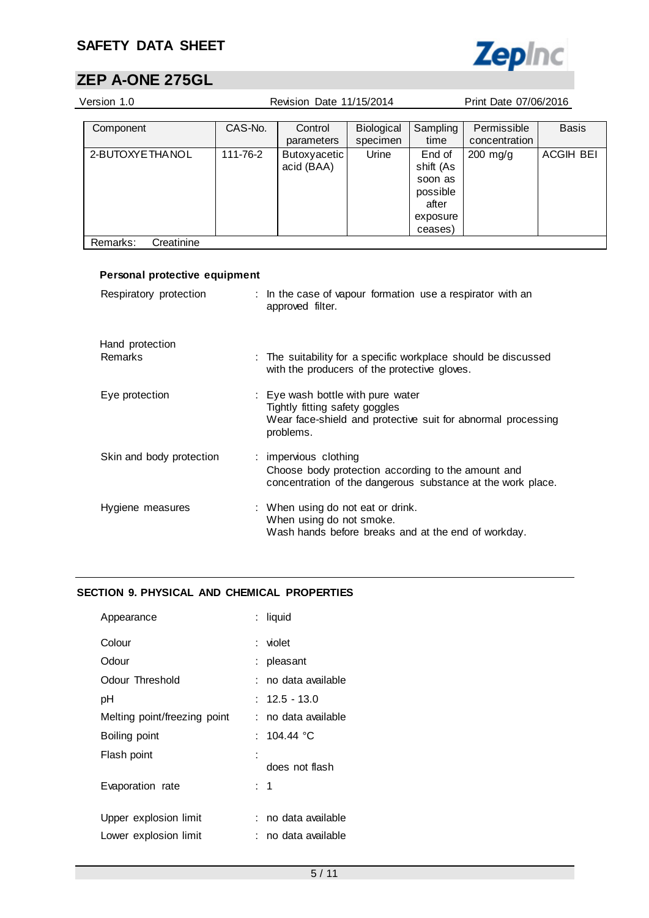| Component | CAS-No. | Control parameters | Biological specimen | Sampling time | Permissible concentration | Basis |
|---|---|---|---|---|---|---|
| 2-BUTOXYETHANOL | 111-76-2 | Butoxyacetic acid (BAA) | Urine | End of shift (As soon as possible after exposure ceases) | 200 mg/g | ACGIH BEI |
| Remarks: Creatinine | | | | | | |

### Personal protective equipment

Respiratory protection : In the case of vapour formation use a respirator with an approved filter.

Hand protection

Remarks : The suitability for a specific workplace should be discussed with the producers of the protective gloves.

Eye protection : Eye wash bottle with pure water
Tightly fitting safety goggles
Wear face-shield and protective suit for abnormal processing problems.

Skin and body protection : impervious clothing
Choose body protection according to the amount and concentration of the dangerous substance at the work place.

Hygiene measures : When using do not eat or drink.
When using do not smoke.
Wash hands before breaks and at the end of workday.

## SECTION 9. PHYSICAL AND CHEMICAL PROPERTIES

Appearance : liquid

Colour : violet

Odour : pleasant

Odour Threshold : no data available

pH : 12.5 - 13.0

Melting point/freezing point : no data available

Boiling point : 104.44 °C

Flash point : does not flash

Evaporation rate : 1

Upper explosion limit : no data available

Lower explosion limit : no data available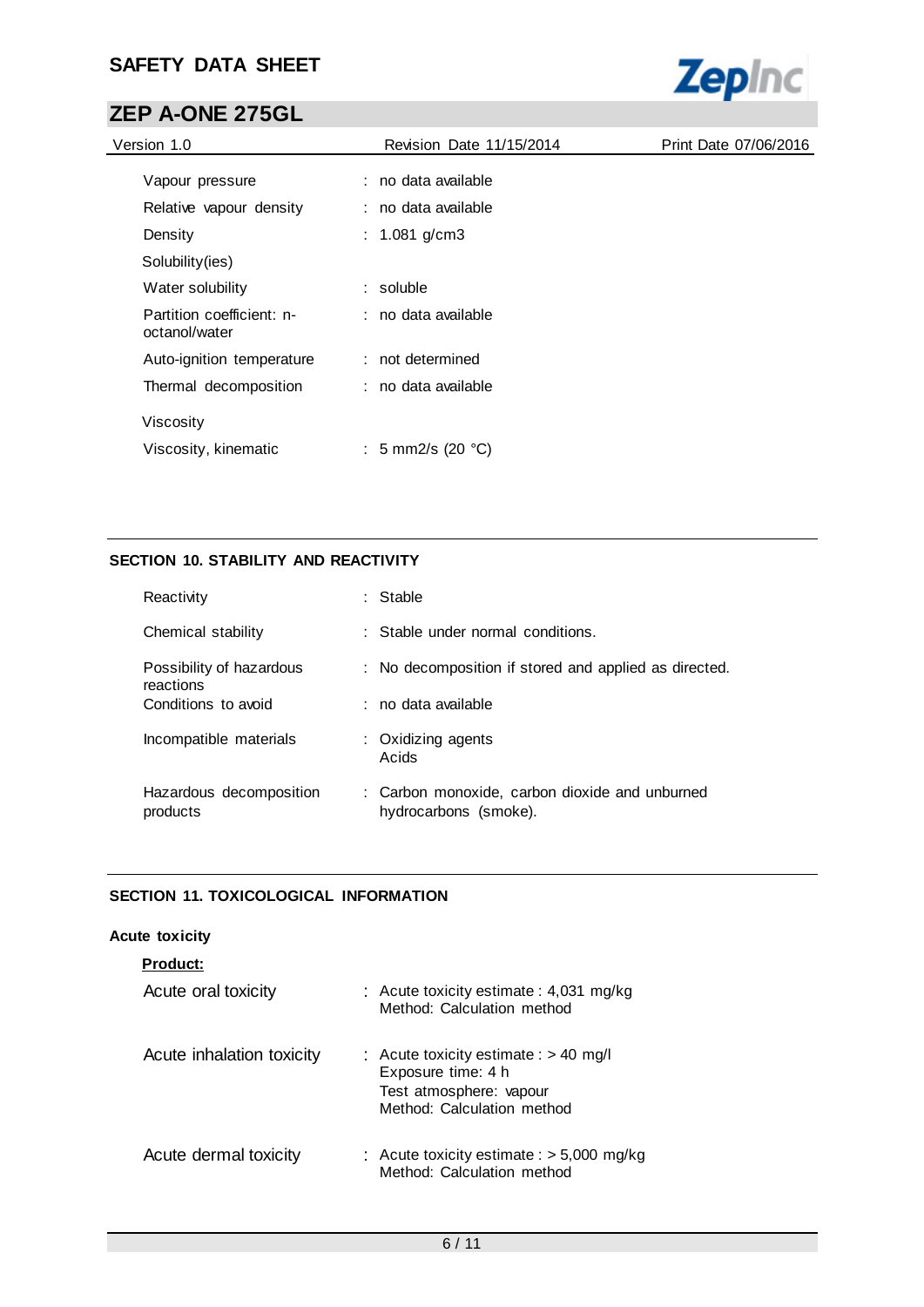| | |
|---|---|
| Vapour pressure | : no data available |
| Relative vapour density | : no data available |
| Density | : 1.081 g/cm3 |
| Solubility(ies) | |
| Water solubility | : soluble |
| Partition coefficient: n-octanol/water | : no data available |
| Auto-ignition temperature | : not determined |
| Thermal decomposition | : no data available |
| Viscosity | |
| Viscosity, kinematic | : 5 mm2/s (20 °C) |

## SECTION 10. STABILITY AND REACTIVITY

| | |
|---|---|
| Reactivity | : Stable |
| Chemical stability | : Stable under normal conditions. |
| Possibility of hazardous reactions | : No decomposition if stored and applied as directed. |
| Conditions to avoid | : no data available |
| Incompatible materials | : Oxidizing agents<br>Acids |
| Hazardous decomposition products | : Carbon monoxide, carbon dioxide and unburned hydrocarbons (smoke). |

## SECTION 11. TOXICOLOGICAL INFORMATION

**Acute toxicity**

**Product:**

| | |
|---|---|
| Acute oral toxicity | : Acute toxicity estimate : 4,031 mg/kg<br>Method: Calculation method |
| Acute inhalation toxicity | : Acute toxicity estimate : > 40 mg/l<br>Exposure time: 4 h<br>Test atmosphere: vapour<br>Method: Calculation method |
| Acute dermal toxicity | : Acute toxicity estimate : > 5,000 mg/kg<br>Method: Calculation method |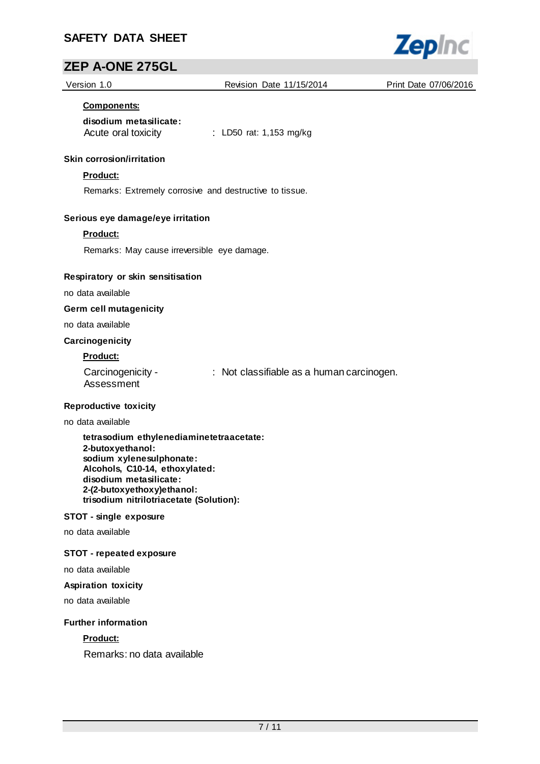**Components:**

**disodium metasilicate:**

Acute oral toxicity : LD50 rat: 1,153 mg/kg

### Skin corrosion/irritation

**Product:**

Remarks: Extremely corrosive and destructive to tissue.

### Serious eye damage/eye irritation

**Product:**

Remarks: May cause irreversible eye damage.

### Respiratory or skin sensitisation

no data available

### Germ cell mutagenicity

no data available

### Carcinogenicity

**Product:**

Carcinogenicity - Assessment : Not classifiable as a human carcinogen.

### Reproductive toxicity

no data available

**tetrasodium ethylenediaminetetraacetate:**
**2-butoxyethanol:**
**sodium xylenesulphonate:**
**Alcohols, C10-14, ethoxylated:**
**disodium metasilicate:**
**2-(2-butoxyethoxy)ethanol:**
**trisodium nitrilotriacetate (Solution):**

### STOT - single exposure

no data available

### STOT - repeated exposure

no data available

### Aspiration toxicity

no data available

### Further information

**Product:**

Remarks: no data available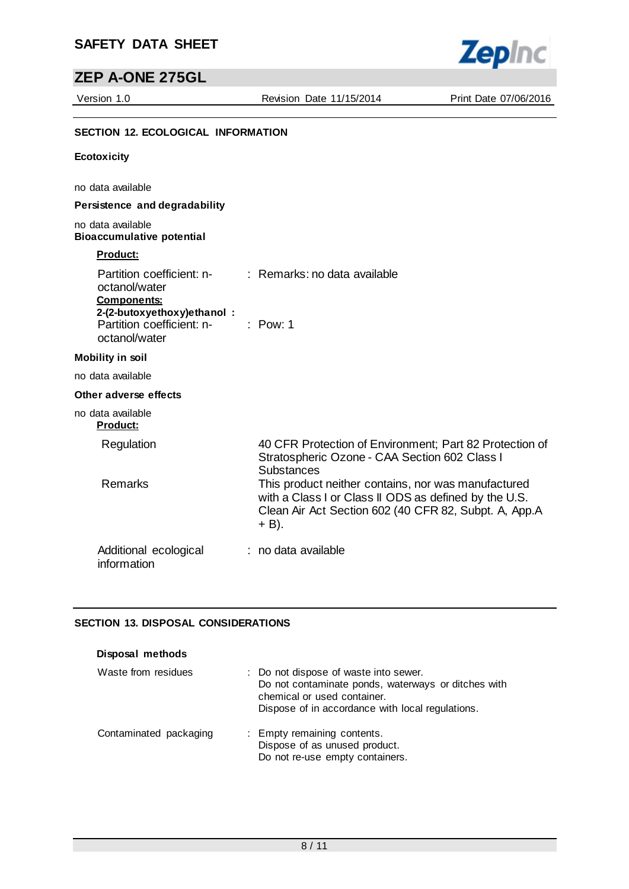## SECTION 12. ECOLOGICAL INFORMATION

**Ecotoxicity**

no data available

**Persistence and degradability**

no data available

**Bioaccumulative potential**

**Product:**

| | |
|---|---|
| Partition coefficient: n-octanol/water | : Remarks: no data available |

**Components:**

**2-(2-butoxyethoxy)ethanol :**

| | |
|---|---|
| Partition coefficient: n-octanol/water | : Pow: 1 |

**Mobility in soil**

no data available

**Other adverse effects**

no data available

**Product:**

| | |
|---|---|
| Regulation | 40 CFR Protection of Environment; Part 82 Protection of Stratospheric Ozone - CAA Section 602 Class I Substances |
| Remarks | This product neither contains, nor was manufactured with a Class I or Class II ODS as defined by the U.S. Clean Air Act Section 602 (40 CFR 82, Subpt. A, App.A + B). |
| Additional ecological information | : no data available |

## SECTION 13. DISPOSAL CONSIDERATIONS

**Disposal methods**

| | |
|---|---|
| Waste from residues | : Do not dispose of waste into sewer.<br>Do not contaminate ponds, waterways or ditches with chemical or used container.<br>Dispose of in accordance with local regulations. |
| Contaminated packaging | : Empty remaining contents.<br>Dispose of as unused product.<br>Do not re-use empty containers. |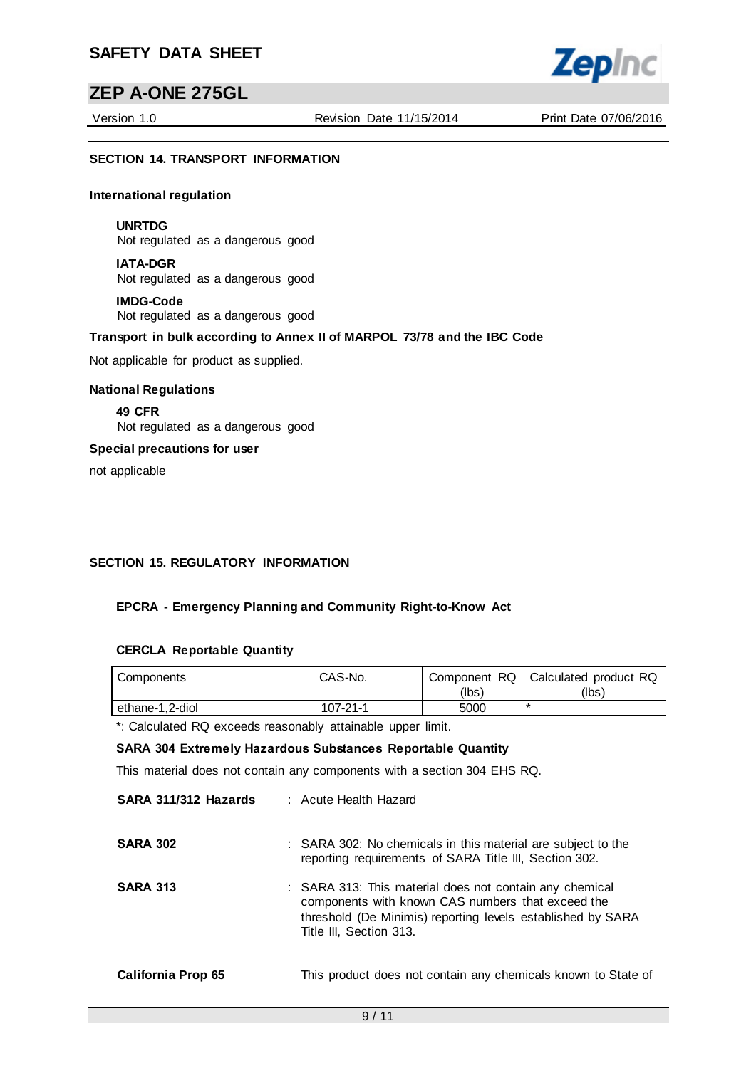## SECTION 14. TRANSPORT INFORMATION

### International regulation

**UNRTDG**
Not regulated as a dangerous good

**IATA-DGR**
Not regulated as a dangerous good

**IMDG-Code**
Not regulated as a dangerous good

### Transport in bulk according to Annex II of MARPOL 73/78 and the IBC Code

Not applicable for product as supplied.

### National Regulations

**49 CFR**
Not regulated as a dangerous good

### Special precautions for user

not applicable

## SECTION 15. REGULATORY INFORMATION

### EPCRA - Emergency Planning and Community Right-to-Know Act

#### CERCLA Reportable Quantity

| Components | CAS-No. | Component RQ (lbs) | Calculated product RQ (lbs) |
|---|---|---|---|
| ethane-1,2-diol | 107-21-1 | 5000 | * |

*: Calculated RQ exceeds reasonably attainable upper limit.

#### SARA 304 Extremely Hazardous Substances Reportable Quantity

This material does not contain any components with a section 304 EHS RQ.

**SARA 311/312 Hazards** : Acute Health Hazard

**SARA 302** : SARA 302: No chemicals in this material are subject to the reporting requirements of SARA Title III, Section 302.

**SARA 313** : SARA 313: This material does not contain any chemical components with known CAS numbers that exceed the threshold (De Minimis) reporting levels established by SARA Title III, Section 313.

**California Prop 65** This product does not contain any chemicals known to State of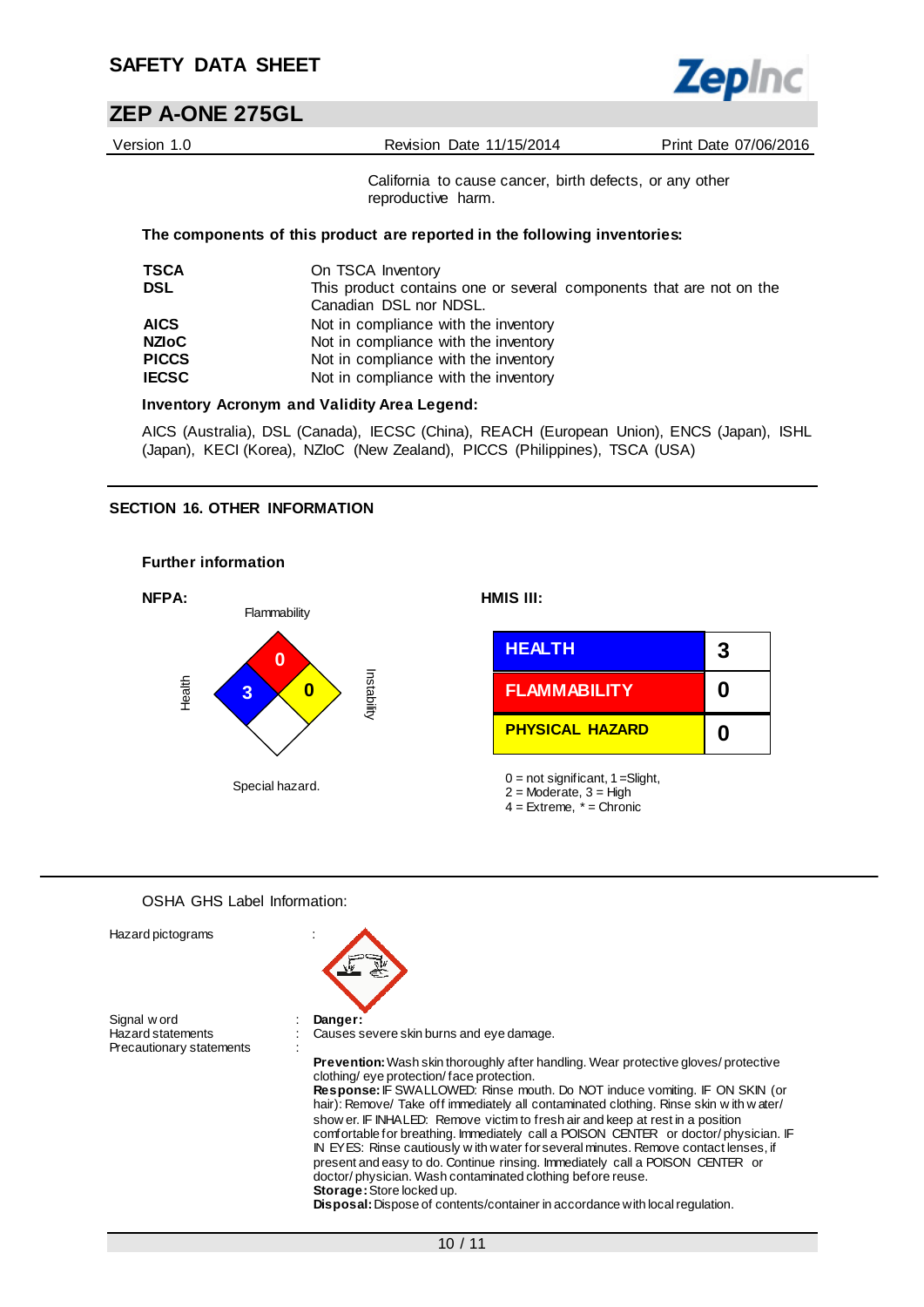California to cause cancer, birth defects, or any other reproductive harm.

**The components of this product are reported in the following inventories:**

| | |
|---|---|
| **TSCA** | On TSCA Inventory |
| **DSL** | This product contains one or several components that are not on the Canadian DSL nor NDSL. |
| **AICS** | Not in compliance with the inventory |
| **NZIoC** | Not in compliance with the inventory |
| **PICCS** | Not in compliance with the inventory |
| **IECSC** | Not in compliance with the inventory |

**Inventory Acronym and Validity Area Legend:**

AICS (Australia), DSL (Canada), IECSC (China), REACH (European Union), ENCS (Japan), ISHL (Japan), KECI (Korea), NZIoC (New Zealand), PICCS (Philippines), TSCA (USA)

## SECTION 16. OTHER INFORMATION

### Further information

**NFPA:**

Flammability: 0
Health: 3
Instability: 0
Special hazard.

**HMIS III:**

| | |
|---|---|
| HEALTH | 3 |
| FLAMMABILITY | 0 |
| PHYSICAL HAZARD | 0 |

0 = not significant, 1 =Slight,
2 = Moderate, 3 = High
4 = Extreme, * = Chronic

OSHA GHS Label Information:

Hazard pictograms :

Signal word : **Danger:**

Hazard statements : Causes severe skin burns and eye damage.

Precautionary statements :

**Prevention:** Wash skin thoroughly after handling. Wear protective gloves/ protective clothing/ eye protection/ face protection.
**Response:** IF SWALLOWED: Rinse mouth. Do NOT induce vomiting. IF ON SKIN (or hair): Remove/ Take off immediately all contaminated clothing. Rinse skin with water/ shower. IF INHALED: Remove victim to fresh air and keep at rest in a position comfortable for breathing. Immediately call a POISON CENTER or doctor/ physician. IF IN EYES: Rinse cautiously with water for several minutes. Remove contact lenses, if present and easy to do. Continue rinsing. Immediately call a POISON CENTER or doctor/ physician. Wash contaminated clothing before reuse.
**Storage:** Store locked up.
**Disposal:** Dispose of contents/container in accordance with local regulation.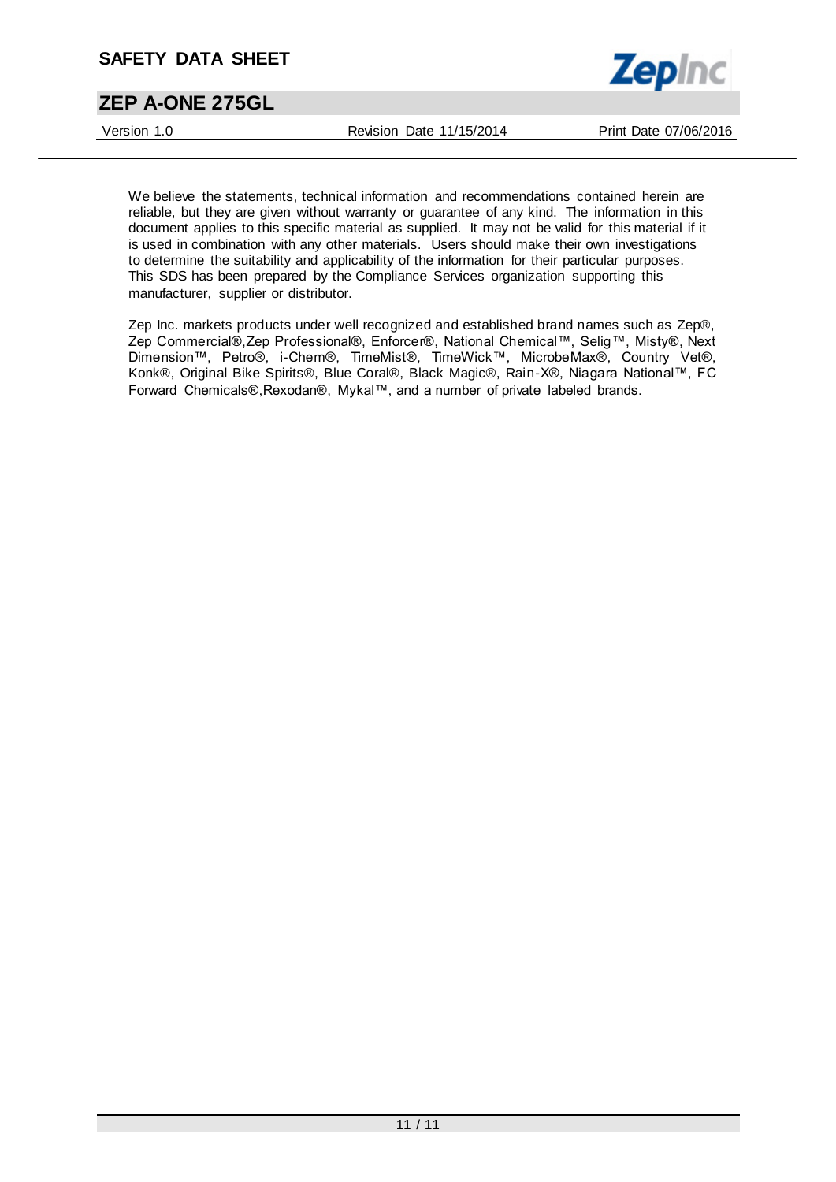We believe the statements, technical information and recommendations contained herein are reliable, but they are given without warranty or guarantee of any kind. The information in this document applies to this specific material as supplied. It may not be valid for this material if it is used in combination with any other materials. Users should make their own investigations to determine the suitability and applicability of the information for their particular purposes. This SDS has been prepared by the Compliance Services organization supporting this manufacturer, supplier or distributor.

Zep Inc. markets products under well recognized and established brand names such as Zep®, Zep Commercial®,Zep Professional®, Enforcer®, National Chemical™, Selig™, Misty®, Next Dimension™, Petro®, i-Chem®, TimeMist®, TimeWick™, MicrobeMax®, Country Vet®, Konk®, Original Bike Spirits®, Blue Coral®, Black Magic®, Rain-X®, Niagara National™, FC Forward Chemicals®,Rexodan®, Mykal™, and a number of private labeled brands.